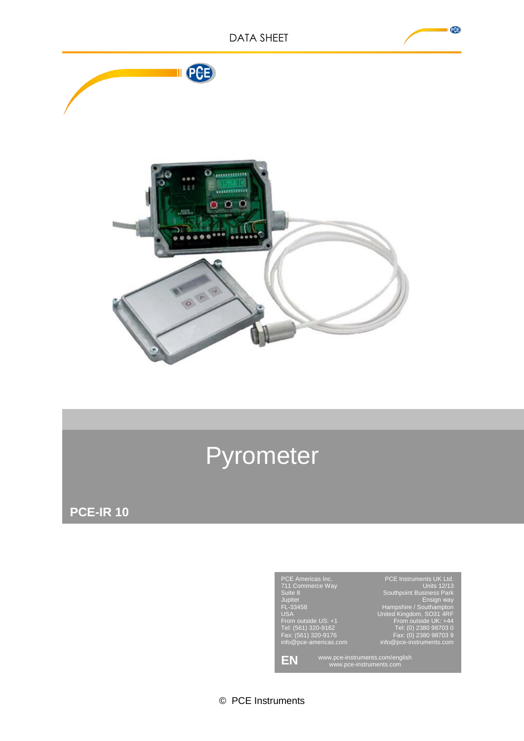DATA SHEET

# Pyrometer

## PCE-IR 10

PCE Americas Inc.
711 Commerce Way
Suite 8
Jupiter
FL-33458
USA
From outside US: +1
Tel: (561) 320-9162
Fax: (561) 320-9176
info@pce-americas.com

PCE Instruments UK Ltd.
Units 12/13
Southpoint Business Park
Ensign way
Hampshire / Southampton
United Kingdom, SO31 4RF
From outside UK: +44
Tel: (0) 2380 98703 0
Fax: (0) 2380 98703 9
info@pce-instruments.com

**EN**

www.pce-instruments.com/english
www.pce-instruments.com

© PCE Instruments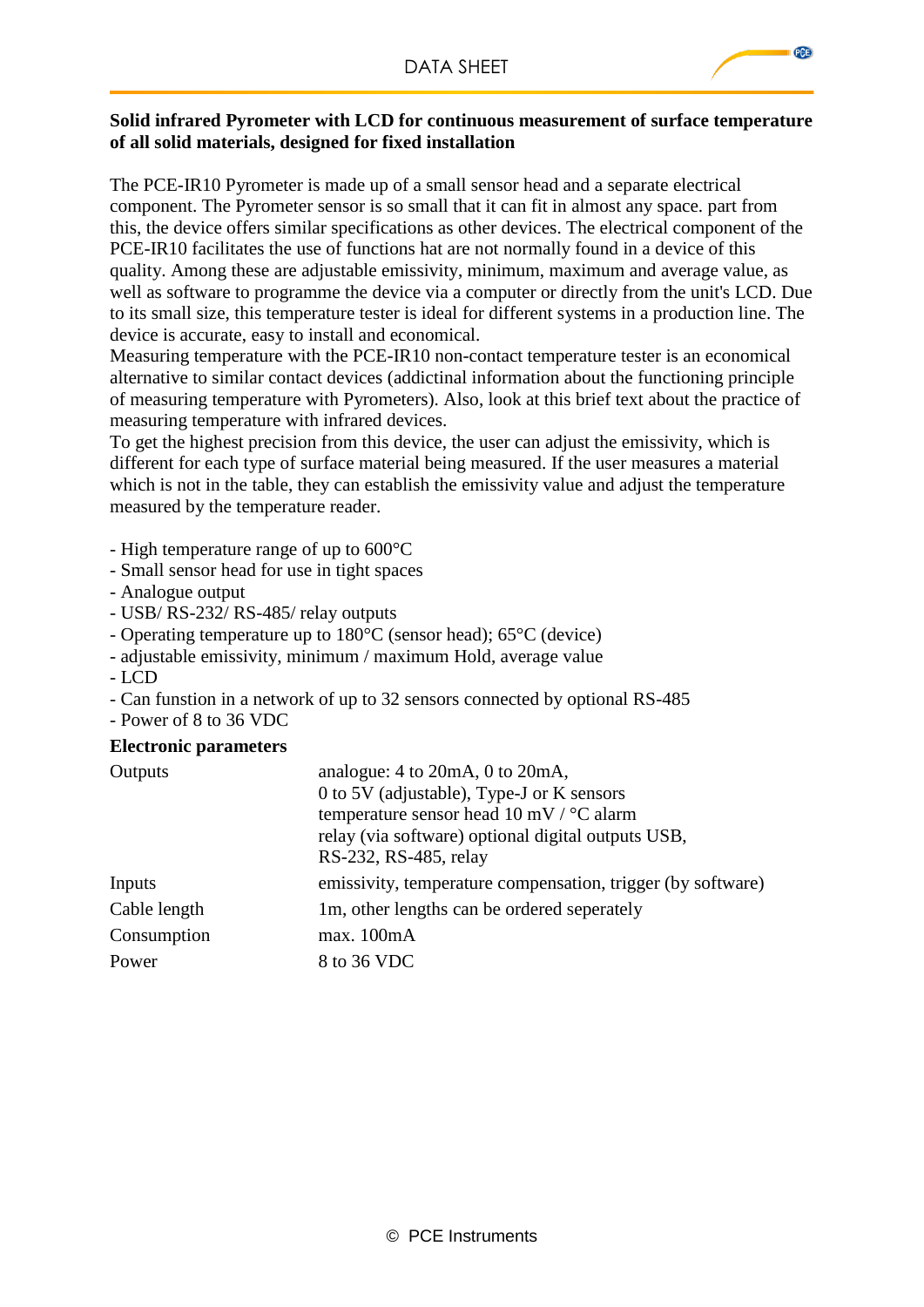**Solid infrared Pyrometer with LCD for continuous measurement of surface temperature of all solid materials, designed for fixed installation**

The PCE-IR10 Pyrometer is made up of a small sensor head and a separate electrical component. The Pyrometer sensor is so small that it can fit in almost any space. part from this, the device offers similar specifications as other devices. The electrical component of the PCE-IR10 facilitates the use of functions hat are not normally found in a device of this quality. Among these are adjustable emissivity, minimum, maximum and average value, as well as software to programme the device via a computer or directly from the unit's LCD. Due to its small size, this temperature tester is ideal for different systems in a production line. The device is accurate, easy to install and economical.
Measuring temperature with the PCE-IR10 non-contact temperature tester is an economical alternative to similar contact devices (addictinal information about the functioning principle of measuring temperature with Pyrometers). Also, look at this brief text about the practice of measuring temperature with infrared devices.
To get the highest precision from this device, the user can adjust the emissivity, which is different for each type of surface material being measured. If the user measures a material which is not in the table, they can establish the emissivity value and adjust the temperature measured by the temperature reader.

- High temperature range of up to 600°C
- Small sensor head for use in tight spaces
- Analogue output
- USB/ RS-232/ RS-485/ relay outputs
- Operating temperature up to 180°C (sensor head); 65°C (device)
- adjustable emissivity, minimum / maximum Hold, average value
- LCD
- Can funstion in a network of up to 32 sensors connected by optional RS-485
- Power of 8 to 36 VDC

**Electronic parameters**

| | |
|---|---|
| Outputs | analogue: 4 to 20mA, 0 to 20mA, 0 to 5V (adjustable), Type-J or K sensors temperature sensor head 10 mV / °C alarm relay (via software) optional digital outputs USB, RS-232, RS-485, relay |
| Inputs | emissivity, temperature compensation, trigger (by software) |
| Cable length | 1m, other lengths can be ordered seperately |
| Consumption | max. 100mA |
| Power | 8 to 36 VDC |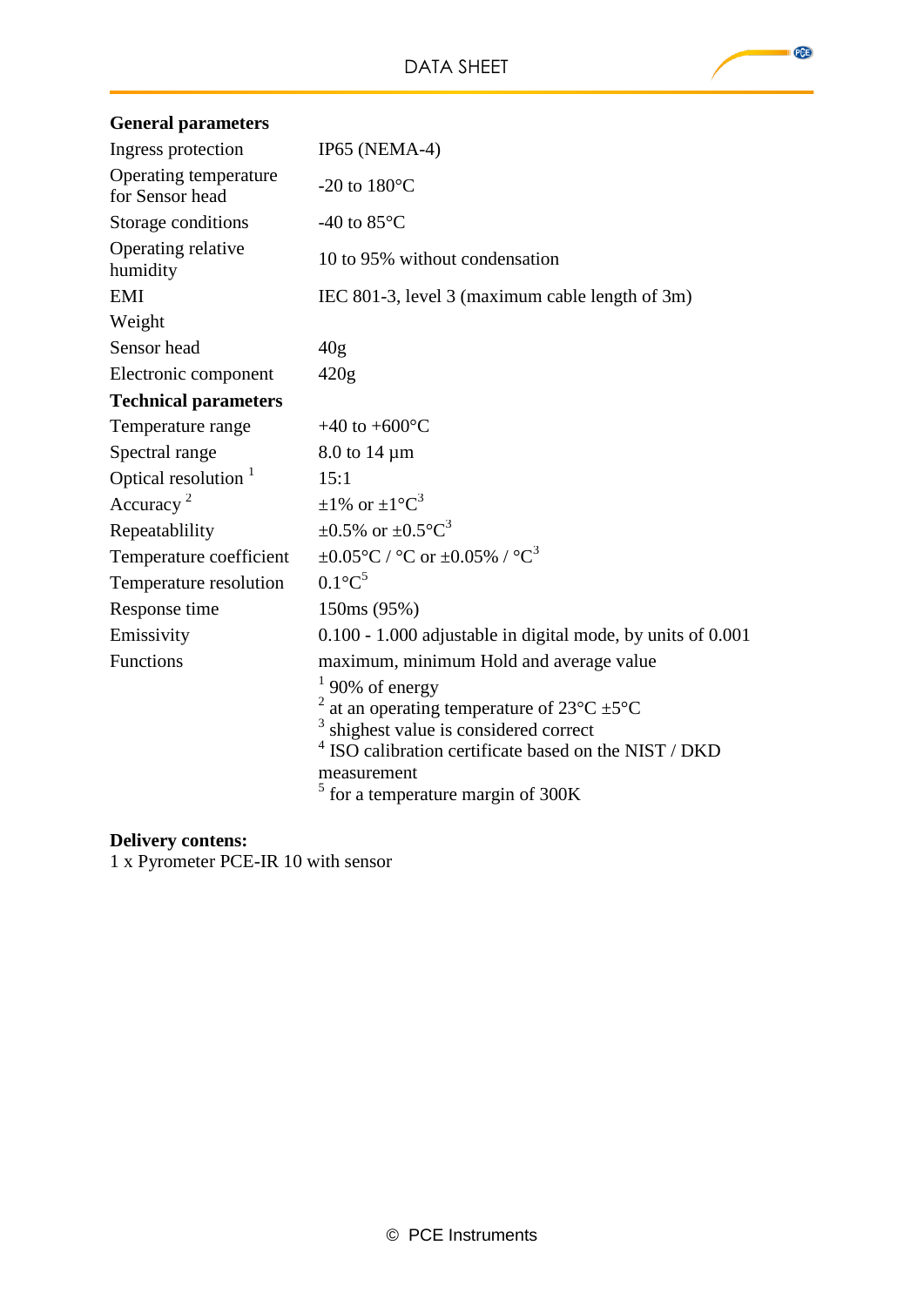| | |
|---|---|
| **General parameters** | |
| Ingress protection | IP65 (NEMA-4) |
| Operating temperature for Sensor head | -20 to 180°C |
| Storage conditions | -40 to 85°C |
| Operating relative humidity | 10 to 95% without condensation |
| EMI | IEC 801-3, level 3 (maximum cable length of 3m) |
| Weight | |
| Sensor head | 40g |
| Electronic component | 420g |
| **Technical parameters** | |
| Temperature range | +40 to +600°C |
| Spectral range | 8.0 to 14 µm |
| Optical resolution [1] | 15:1 |
| Accuracy [2] | ±1% or ±1°C[3] |
| Repeatablility | ±0.5% or ±0.5°C[3] |
| Temperature coefficient | ±0.05°C / °C or ±0.05% / °C[3] |
| Temperature resolution | 0.1°C[5] |
| Response time | 150ms (95%) |
| Emissivity | 0.100 - 1.000 adjustable in digital mode, by units of 0.001 |
| Functions | maximum, minimum Hold and average value |

[1] 90% of energy
[2] at an operating temperature of 23°C ±5°C
[3] shighest value is considered correct
[4] ISO calibration certificate based on the NIST / DKD measurement
[5] for a temperature margin of 300K

**Delivery contens:**
1 x Pyrometer PCE-IR 10 with sensor